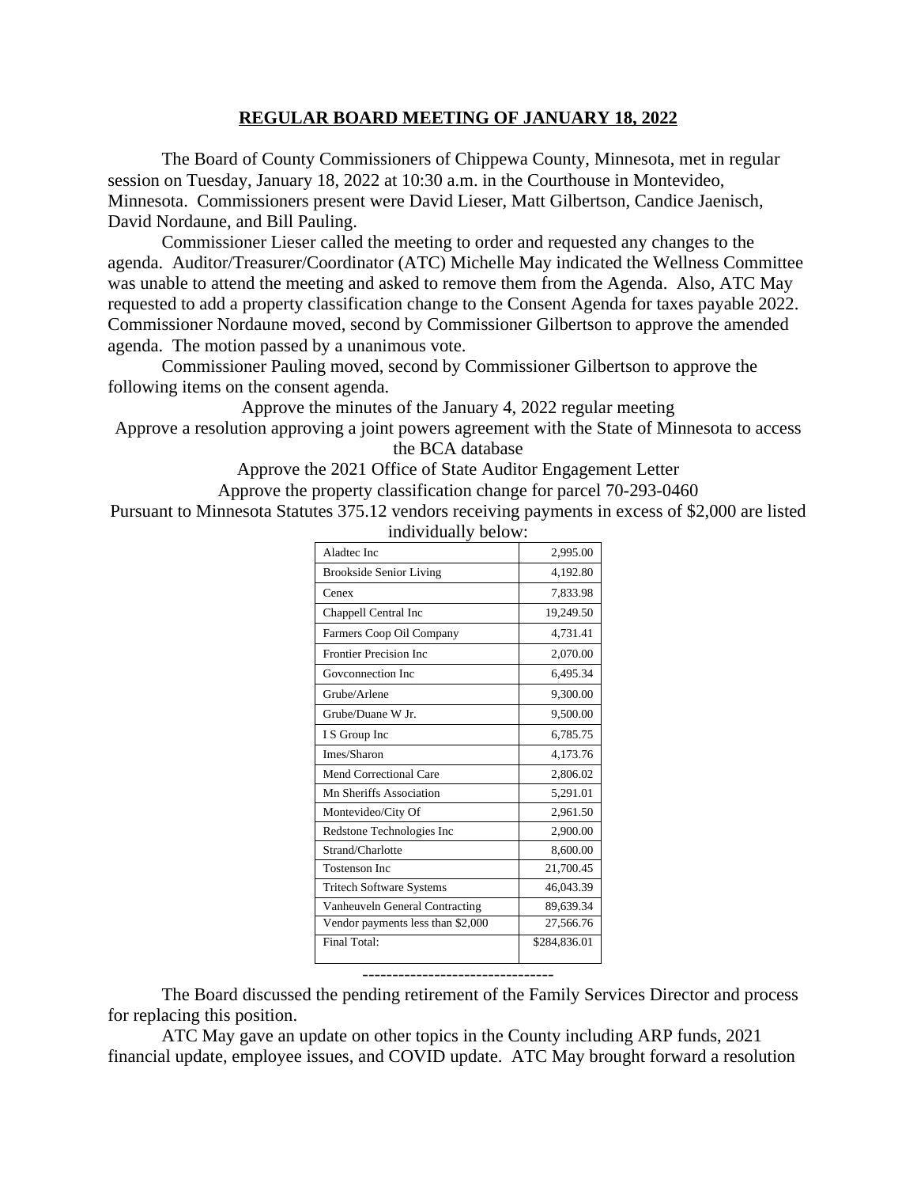**REGULAR BOARD MEETING OF JANUARY 18, 2022**

The Board of County Commissioners of Chippewa County, Minnesota, met in regular session on Tuesday, January 18, 2022 at 10:30 a.m. in the Courthouse in Montevideo, Minnesota. Commissioners present were David Lieser, Matt Gilbertson, Candice Jaenisch, David Nordaune, and Bill Pauling.

Commissioner Lieser called the meeting to order and requested any changes to the agenda. Auditor/Treasurer/Coordinator (ATC) Michelle May indicated the Wellness Committee was unable to attend the meeting and asked to remove them from the Agenda. Also, ATC May requested to add a property classification change to the Consent Agenda for taxes payable 2022. Commissioner Nordaune moved, second by Commissioner Gilbertson to approve the amended agenda. The motion passed by a unanimous vote.

Commissioner Pauling moved, second by Commissioner Gilbertson to approve the following items on the consent agenda.

Approve the minutes of the January 4, 2022 regular meeting

Approve a resolution approving a joint powers agreement with the State of Minnesota to access the BCA database

Approve the 2021 Office of State Auditor Engagement Letter

Approve the property classification change for parcel 70-293-0460

Pursuant to Minnesota Statutes 375.12 vendors receiving payments in excess of $2,000 are listed individually below:

| | |
|---|---|
| Aladtec Inc | 2,995.00 |
| Brookside Senior Living | 4,192.80 |
| Cenex | 7,833.98 |
| Chappell Central Inc | 19,249.50 |
| Farmers Coop Oil Company | 4,731.41 |
| Frontier Precision Inc | 2,070.00 |
| Govconnection Inc | 6,495.34 |
| Grube/Arlene | 9,300.00 |
| Grube/Duane W Jr. | 9,500.00 |
| I S Group Inc | 6,785.75 |
| Imes/Sharon | 4,173.76 |
| Mend Correctional Care | 2,806.02 |
| Mn Sheriffs Association | 5,291.01 |
| Montevideo/City Of | 2,961.50 |
| Redstone Technologies Inc | 2,900.00 |
| Strand/Charlotte | 8,600.00 |
| Tostenson Inc | 21,700.45 |
| Tritech Software Systems | 46,043.39 |
| Vanheuveln General Contracting | 89,639.34 |
| Vendor payments less than $2,000 | 27,566.76 |
| Final Total: | $284,836.01 |

--------------------------------

The Board discussed the pending retirement of the Family Services Director and process for replacing this position.

ATC May gave an update on other topics in the County including ARP funds, 2021 financial update, employee issues, and COVID update. ATC May brought forward a resolution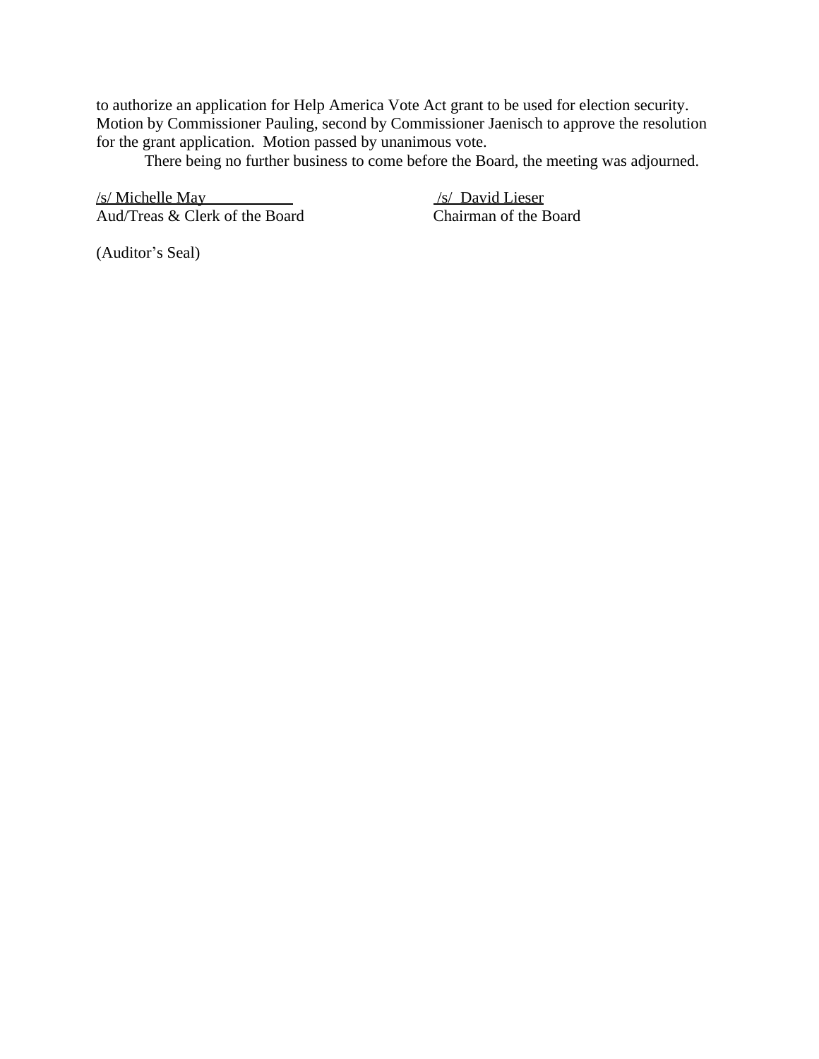to authorize an application for Help America Vote Act grant to be used for election security. Motion by Commissioner Pauling, second by Commissioner Jaenisch to approve the resolution for the grant application. Motion passed by unanimous vote.

There being no further business to come before the Board, the meeting was adjourned.

| | |
|---|---|
| /s/ Michelle May | /s/ David Lieser |
| Aud/Treas & Clerk of the Board | Chairman of the Board |

(Auditor's Seal)